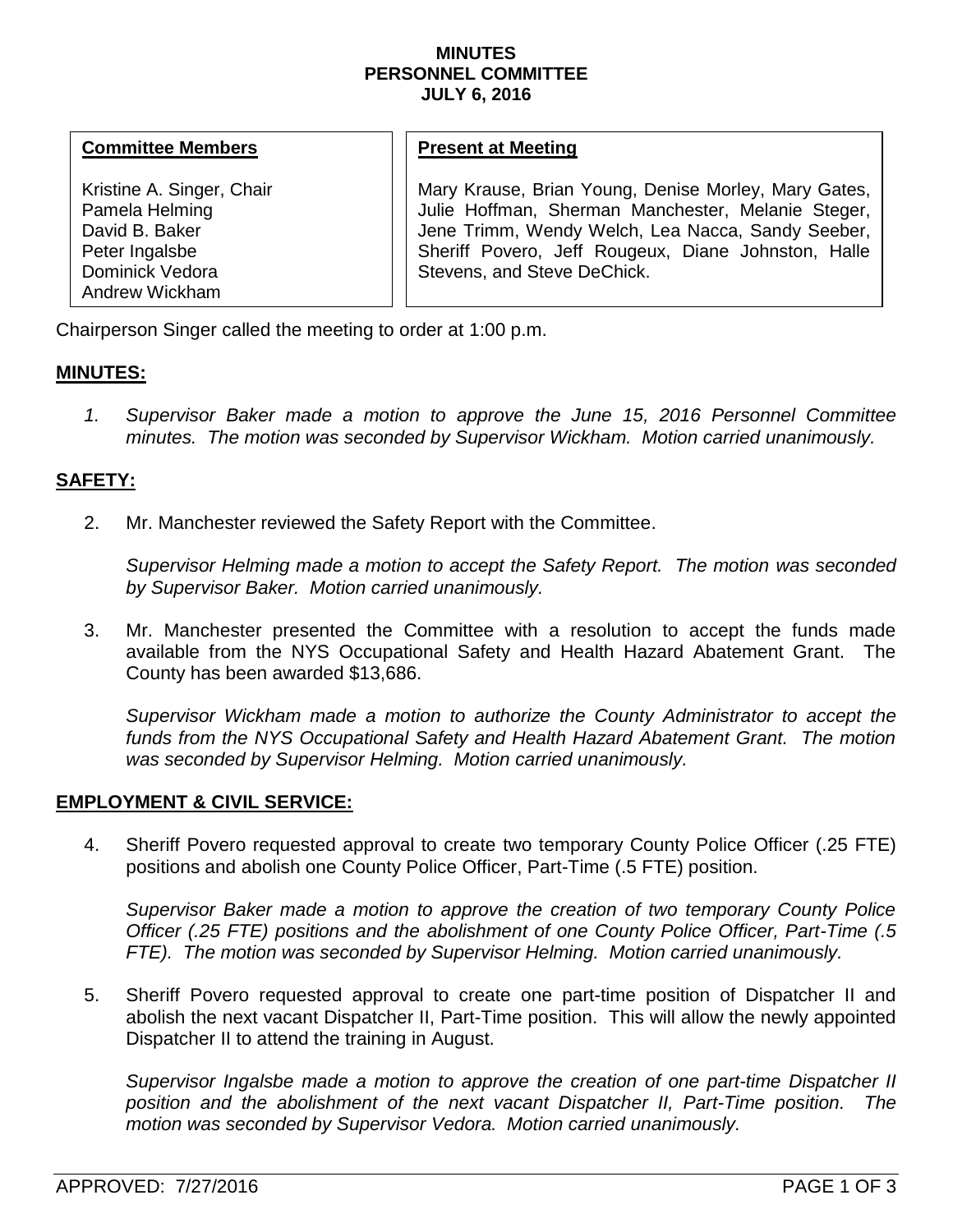**MINUTES**
**PERSONNEL COMMITTEE**
**JULY 6, 2016**

| **Committee Members** | **Present at Meeting** |
| --- | --- |
| Kristine A. Singer, Chair<br>Pamela Helming<br>David B. Baker<br>Peter Ingalsbe<br>Dominick Vedora<br>Andrew Wickham | Mary Krause, Brian Young, Denise Morley, Mary Gates, Julie Hoffman, Sherman Manchester, Melanie Steger, Jene Trimm, Wendy Welch, Lea Nacca, Sandy Seeber, Sheriff Povero, Jeff Rougeux, Diane Johnston, Halle Stevens, and Steve DeChick. |

Chairperson Singer called the meeting to order at 1:00 p.m.

**MINUTES:**

1. *Supervisor Baker made a motion to approve the June 15, 2016 Personnel Committee minutes. The motion was seconded by Supervisor Wickham. Motion carried unanimously.*

**SAFETY:**

2. Mr. Manchester reviewed the Safety Report with the Committee.

   *Supervisor Helming made a motion to accept the Safety Report. The motion was seconded by Supervisor Baker. Motion carried unanimously.*

3. Mr. Manchester presented the Committee with a resolution to accept the funds made available from the NYS Occupational Safety and Health Hazard Abatement Grant. The County has been awarded $13,686.

   *Supervisor Wickham made a motion to authorize the County Administrator to accept the funds from the NYS Occupational Safety and Health Hazard Abatement Grant. The motion was seconded by Supervisor Helming. Motion carried unanimously.*

**EMPLOYMENT & CIVIL SERVICE:**

4. Sheriff Povero requested approval to create two temporary County Police Officer (.25 FTE) positions and abolish one County Police Officer, Part-Time (.5 FTE) position.

   *Supervisor Baker made a motion to approve the creation of two temporary County Police Officer (.25 FTE) positions and the abolishment of one County Police Officer, Part-Time (.5 FTE). The motion was seconded by Supervisor Helming. Motion carried unanimously.*

5. Sheriff Povero requested approval to create one part-time position of Dispatcher II and abolish the next vacant Dispatcher II, Part-Time position. This will allow the newly appointed Dispatcher II to attend the training in August.

   *Supervisor Ingalsbe made a motion to approve the creation of one part-time Dispatcher II position and the abolishment of the next vacant Dispatcher II, Part-Time position. The motion was seconded by Supervisor Vedora. Motion carried unanimously.*

APPROVED: 7/27/2016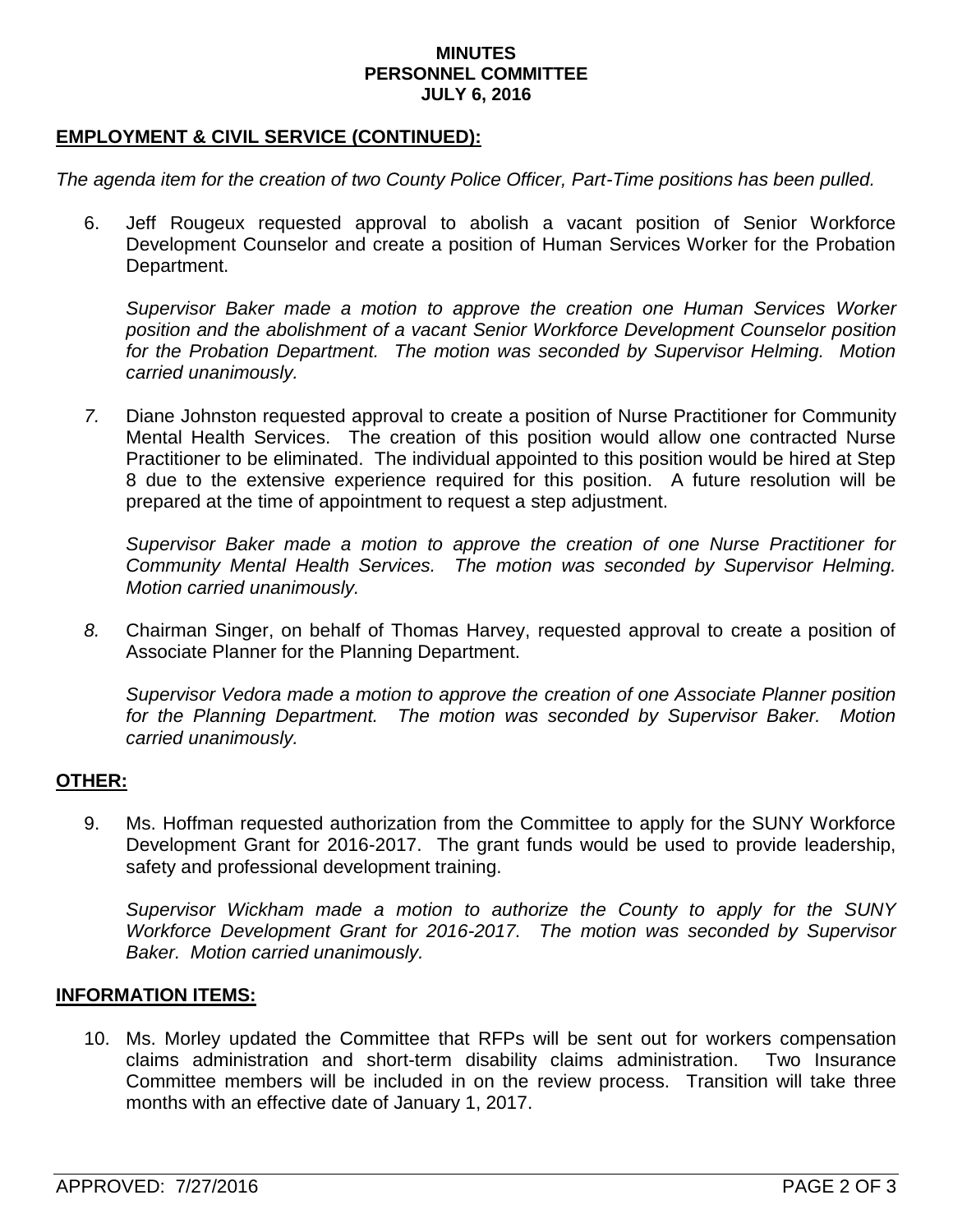**EMPLOYMENT & CIVIL SERVICE (CONTINUED):**

*The agenda item for the creation of two County Police Officer, Part-Time positions has been pulled.*

6. Jeff Rougeux requested approval to abolish a vacant position of Senior Workforce Development Counselor and create a position of Human Services Worker for the Probation Department.

   *Supervisor Baker made a motion to approve the creation one Human Services Worker position and the abolishment of a vacant Senior Workforce Development Counselor position for the Probation Department. The motion was seconded by Supervisor Helming. Motion carried unanimously.*

7. Diane Johnston requested approval to create a position of Nurse Practitioner for Community Mental Health Services. The creation of this position would allow one contracted Nurse Practitioner to be eliminated. The individual appointed to this position would be hired at Step 8 due to the extensive experience required for this position. A future resolution will be prepared at the time of appointment to request a step adjustment.

   *Supervisor Baker made a motion to approve the creation of one Nurse Practitioner for Community Mental Health Services. The motion was seconded by Supervisor Helming. Motion carried unanimously.*

8. Chairman Singer, on behalf of Thomas Harvey, requested approval to create a position of Associate Planner for the Planning Department.

   *Supervisor Vedora made a motion to approve the creation of one Associate Planner position for the Planning Department. The motion was seconded by Supervisor Baker. Motion carried unanimously.*

**OTHER:**

9. Ms. Hoffman requested authorization from the Committee to apply for the SUNY Workforce Development Grant for 2016-2017. The grant funds would be used to provide leadership, safety and professional development training.

   *Supervisor Wickham made a motion to authorize the County to apply for the SUNY Workforce Development Grant for 2016-2017. The motion was seconded by Supervisor Baker. Motion carried unanimously.*

**INFORMATION ITEMS:**

10. Ms. Morley updated the Committee that RFPs will be sent out for workers compensation claims administration and short-term disability claims administration. Two Insurance Committee members will be included in on the review process. Transition will take three months with an effective date of January 1, 2017.

APPROVED: 7/27/2016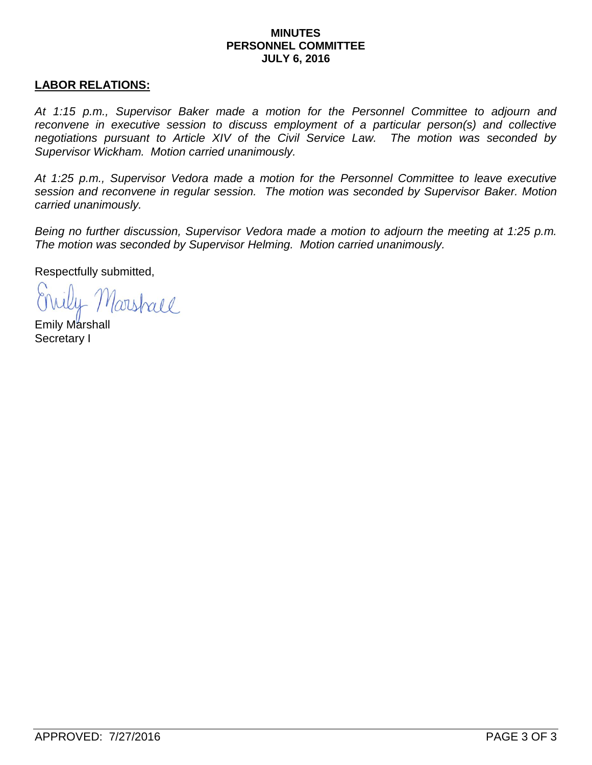**MINUTES**
**PERSONNEL COMMITTEE**
**JULY 6, 2016**

## LABOR RELATIONS:

*At 1:15 p.m., Supervisor Baker made a motion for the Personnel Committee to adjourn and reconvene in executive session to discuss employment of a particular person(s) and collective negotiations pursuant to Article XIV of the Civil Service Law. The motion was seconded by Supervisor Wickham. Motion carried unanimously.*

*At 1:25 p.m., Supervisor Vedora made a motion for the Personnel Committee to leave executive session and reconvene in regular session. The motion was seconded by Supervisor Baker. Motion carried unanimously.*

*Being no further discussion, Supervisor Vedora made a motion to adjourn the meeting at 1:25 p.m. The motion was seconded by Supervisor Helming. Motion carried unanimously.*

Respectfully submitted,

Emily Marshall
Emily Marshall
Secretary I

APPROVED: 7/27/2016